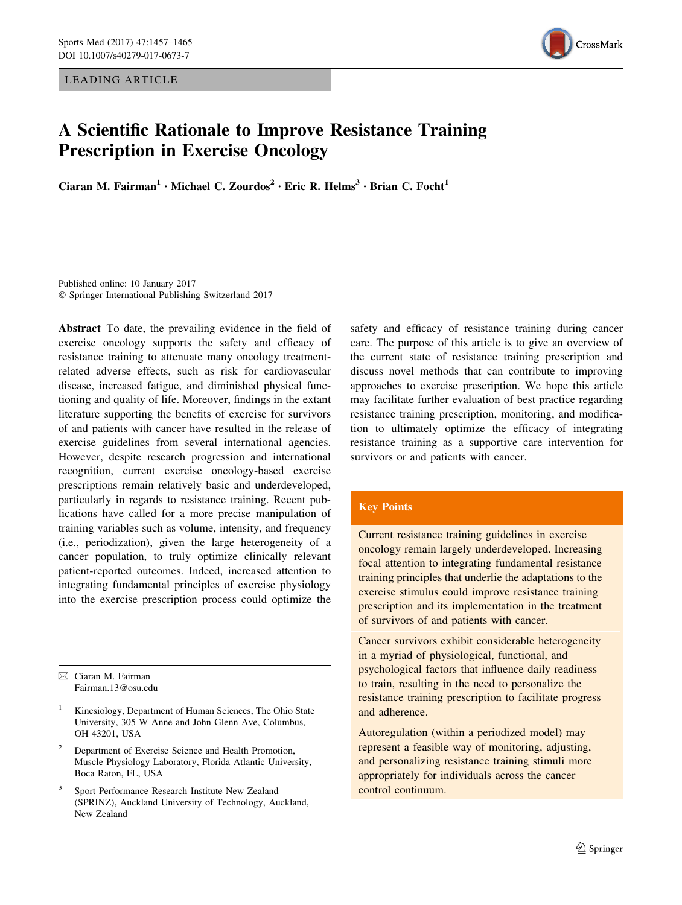LEADING ARTICLE

# A Scientific Rationale to Improve Resistance Training Prescription in Exercise Oncology

**Ciaran M. Fairman[1] · Michael C. Zourdos[2] · Eric R. Helms[3] · Brian C. Focht[1]**

Published online: 10 January 2017
© Springer International Publishing Switzerland 2017

**Abstract** To date, the prevailing evidence in the field of exercise oncology supports the safety and efficacy of resistance training to attenuate many oncology treatment-related adverse effects, such as risk for cardiovascular disease, increased fatigue, and diminished physical functioning and quality of life. Moreover, findings in the extant literature supporting the benefits of exercise for survivors of and patients with cancer have resulted in the release of exercise guidelines from several international agencies. However, despite research progression and international recognition, current exercise oncology-based exercise prescriptions remain relatively basic and underdeveloped, particularly in regards to resistance training. Recent publications have called for a more precise manipulation of training variables such as volume, intensity, and frequency (i.e., periodization), given the large heterogeneity of a cancer population, to truly optimize clinically relevant patient-reported outcomes. Indeed, increased attention to integrating fundamental principles of exercise physiology into the exercise prescription process could optimize the safety and efficacy of resistance training during cancer care. The purpose of this article is to give an overview of the current state of resistance training prescription and discuss novel methods that can contribute to improving approaches to exercise prescription. We hope this article may facilitate further evaluation of best practice regarding resistance training prescription, monitoring, and modification to ultimately optimize the efficacy of integrating resistance training as a supportive care intervention for survivors or and patients with cancer.

## Key Points

Current resistance training guidelines in exercise oncology remain largely underdeveloped. Increasing focal attention to integrating fundamental resistance training principles that underlie the adaptations to the exercise stimulus could improve resistance training prescription and its implementation in the treatment of survivors of and patients with cancer.

Cancer survivors exhibit considerable heterogeneity in a myriad of physiological, functional, and psychological factors that influence daily readiness to train, resulting in the need to personalize the resistance training prescription to facilitate progress and adherence.

Autoregulation (within a periodized model) may represent a feasible way of monitoring, adjusting, and personalizing resistance training stimuli more appropriately for individuals across the cancer control continuum.

---

✉ Ciaran M. Fairman
Fairman.13@osu.edu

[1] Kinesiology, Department of Human Sciences, The Ohio State University, 305 W Anne and John Glenn Ave, Columbus, OH 43201, USA

[2] Department of Exercise Science and Health Promotion, Muscle Physiology Laboratory, Florida Atlantic University, Boca Raton, FL, USA

[3] Sport Performance Research Institute New Zealand (SPRINZ), Auckland University of Technology, Auckland, New Zealand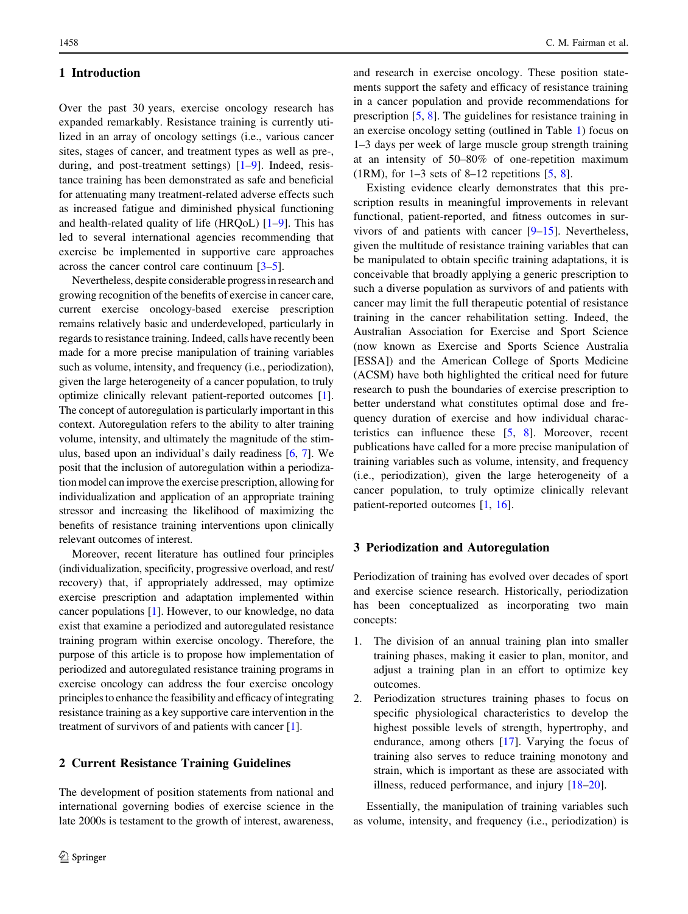## 1 Introduction

Over the past 30 years, exercise oncology research has expanded remarkably. Resistance training is currently utilized in an array of oncology settings (i.e., various cancer sites, stages of cancer, and treatment types as well as pre-, during, and post-treatment settings) [1–9]. Indeed, resistance training has been demonstrated as safe and beneficial for attenuating many treatment-related adverse effects such as increased fatigue and diminished physical functioning and health-related quality of life (HRQoL) [1–9]. This has led to several international agencies recommending that exercise be implemented in supportive care approaches across the cancer control care continuum [3–5].

Nevertheless, despite considerable progress in research and growing recognition of the benefits of exercise in cancer care, current exercise oncology-based exercise prescription remains relatively basic and underdeveloped, particularly in regards to resistance training. Indeed, calls have recently been made for a more precise manipulation of training variables such as volume, intensity, and frequency (i.e., periodization), given the large heterogeneity of a cancer population, to truly optimize clinically relevant patient-reported outcomes [1]. The concept of autoregulation is particularly important in this context. Autoregulation refers to the ability to alter training volume, intensity, and ultimately the magnitude of the stimulus, based upon an individual's daily readiness [6, 7]. We posit that the inclusion of autoregulation within a periodization model can improve the exercise prescription, allowing for individualization and application of an appropriate training stressor and increasing the likelihood of maximizing the benefits of resistance training interventions upon clinically relevant outcomes of interest.

Moreover, recent literature has outlined four principles (individualization, specificity, progressive overload, and rest/recovery) that, if appropriately addressed, may optimize exercise prescription and adaptation implemented within cancer populations [1]. However, to our knowledge, no data exist that examine a periodized and autoregulated resistance training program within exercise oncology. Therefore, the purpose of this article is to propose how implementation of periodized and autoregulated resistance training programs in exercise oncology can address the four exercise oncology principles to enhance the feasibility and efficacy of integrating resistance training as a key supportive care intervention in the treatment of survivors of and patients with cancer [1].

## 2 Current Resistance Training Guidelines

The development of position statements from national and international governing bodies of exercise science in the late 2000s is testament to the growth of interest, awareness, and research in exercise oncology. These position statements support the safety and efficacy of resistance training in a cancer population and provide recommendations for prescription [5, 8]. The guidelines for resistance training in an exercise oncology setting (outlined in Table 1) focus on 1–3 days per week of large muscle group strength training at an intensity of 50–80% of one-repetition maximum (1RM), for 1–3 sets of 8–12 repetitions [5, 8].

Existing evidence clearly demonstrates that this prescription results in meaningful improvements in relevant functional, patient-reported, and fitness outcomes in survivors of and patients with cancer [9–15]. Nevertheless, given the multitude of resistance training variables that can be manipulated to obtain specific training adaptations, it is conceivable that broadly applying a generic prescription to such a diverse population as survivors of and patients with cancer may limit the full therapeutic potential of resistance training in the cancer rehabilitation setting. Indeed, the Australian Association for Exercise and Sport Science (now known as Exercise and Sports Science Australia [ESSA]) and the American College of Sports Medicine (ACSM) have both highlighted the critical need for future research to push the boundaries of exercise prescription to better understand what constitutes optimal dose and frequency duration of exercise and how individual characteristics can influence these [5, 8]. Moreover, recent publications have called for a more precise manipulation of training variables such as volume, intensity, and frequency (i.e., periodization), given the large heterogeneity of a cancer population, to truly optimize clinically relevant patient-reported outcomes [1, 16].

## 3 Periodization and Autoregulation

Periodization of training has evolved over decades of sport and exercise science research. Historically, periodization has been conceptualized as incorporating two main concepts:

1. The division of an annual training plan into smaller training phases, making it easier to plan, monitor, and adjust a training plan in an effort to optimize key outcomes.
2. Periodization structures training phases to focus on specific physiological characteristics to develop the highest possible levels of strength, hypertrophy, and endurance, among others [17]. Varying the focus of training also serves to reduce training monotony and strain, which is important as these are associated with illness, reduced performance, and injury [18–20].

Essentially, the manipulation of training variables such as volume, intensity, and frequency (i.e., periodization) is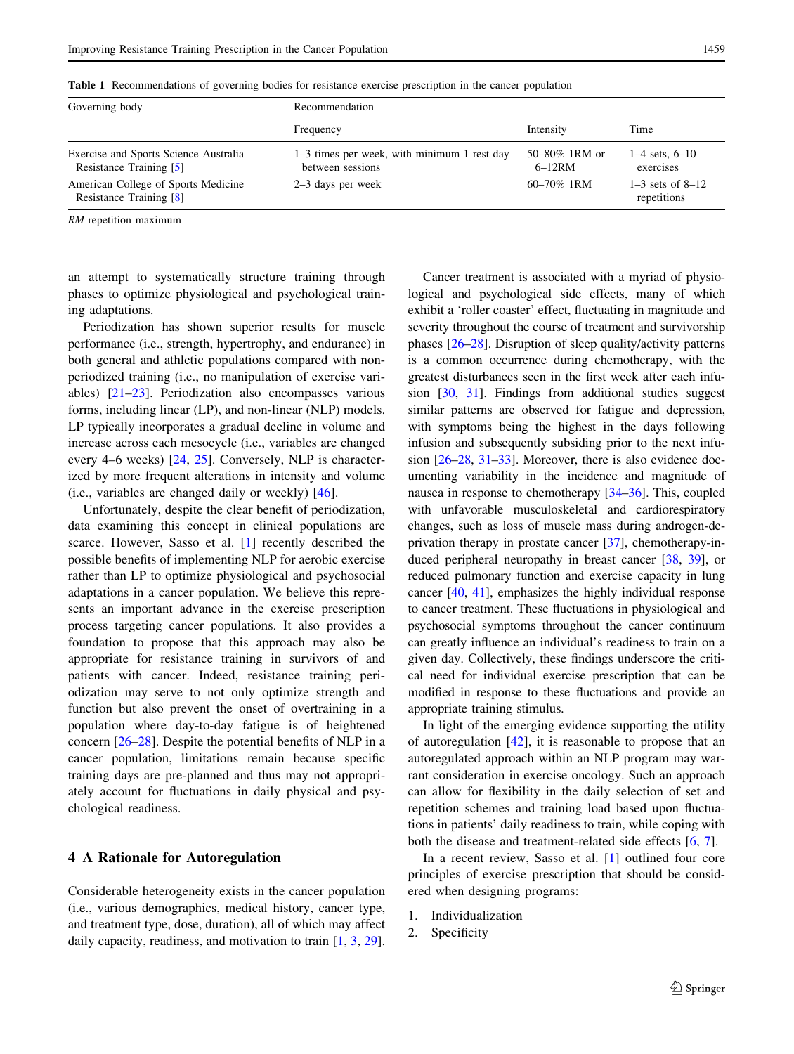Table 1 Recommendations of governing bodies for resistance exercise prescription in the cancer population

| Governing body | Recommendation | | |
|---|---|---|---|
| | Frequency | Intensity | Time |
| Exercise and Sports Science Australia Resistance Training [5] | 1–3 times per week, with minimum 1 rest day between sessions | 50–80% 1RM or 6–12RM | 1–4 sets, 6–10 exercises |
| American College of Sports Medicine Resistance Training [8] | 2–3 days per week | 60–70% 1RM | 1–3 sets of 8–12 repetitions |

*RM* repetition maximum

an attempt to systematically structure training through phases to optimize physiological and psychological training adaptations.

Periodization has shown superior results for muscle performance (i.e., strength, hypertrophy, and endurance) in both general and athletic populations compared with non-periodized training (i.e., no manipulation of exercise variables) [21–23]. Periodization also encompasses various forms, including linear (LP), and non-linear (NLP) models. LP typically incorporates a gradual decline in volume and increase across each mesocycle (i.e., variables are changed every 4–6 weeks) [24, 25]. Conversely, NLP is characterized by more frequent alterations in intensity and volume (i.e., variables are changed daily or weekly) [46].

Unfortunately, despite the clear benefit of periodization, data examining this concept in clinical populations are scarce. However, Sasso et al. [1] recently described the possible benefits of implementing NLP for aerobic exercise rather than LP to optimize physiological and psychosocial adaptations in a cancer population. We believe this represents an important advance in the exercise prescription process targeting cancer populations. It also provides a foundation to propose that this approach may also be appropriate for resistance training in survivors of and patients with cancer. Indeed, resistance training periodization may serve to not only optimize strength and function but also prevent the onset of overtraining in a population where day-to-day fatigue is of heightened concern [26–28]. Despite the potential benefits of NLP in a cancer population, limitations remain because specific training days are pre-planned and thus may not appropriately account for fluctuations in daily physical and psychological readiness.

## 4 A Rationale for Autoregulation

Considerable heterogeneity exists in the cancer population (i.e., various demographics, medical history, cancer type, and treatment type, dose, duration), all of which may affect daily capacity, readiness, and motivation to train [1, 3, 29].

Cancer treatment is associated with a myriad of physiological and psychological side effects, many of which exhibit a 'roller coaster' effect, fluctuating in magnitude and severity throughout the course of treatment and survivorship phases [26–28]. Disruption of sleep quality/activity patterns is a common occurrence during chemotherapy, with the greatest disturbances seen in the first week after each infusion [30, 31]. Findings from additional studies suggest similar patterns are observed for fatigue and depression, with symptoms being the highest in the days following infusion and subsequently subsiding prior to the next infusion [26–28, 31–33]. Moreover, there is also evidence documenting variability in the incidence and magnitude of nausea in response to chemotherapy [34–36]. This, coupled with unfavorable musculoskeletal and cardiorespiratory changes, such as loss of muscle mass during androgen-deprivation therapy in prostate cancer [37], chemotherapy-induced peripheral neuropathy in breast cancer [38, 39], or reduced pulmonary function and exercise capacity in lung cancer [40, 41], emphasizes the highly individual response to cancer treatment. These fluctuations in physiological and psychosocial symptoms throughout the cancer continuum can greatly influence an individual's readiness to train on a given day. Collectively, these findings underscore the critical need for individual exercise prescription that can be modified in response to these fluctuations and provide an appropriate training stimulus.

In light of the emerging evidence supporting the utility of autoregulation [42], it is reasonable to propose that an autoregulated approach within an NLP program may warrant consideration in exercise oncology. Such an approach can allow for flexibility in the daily selection of set and repetition schemes and training load based upon fluctuations in patients' daily readiness to train, while coping with both the disease and treatment-related side effects [6, 7].

In a recent review, Sasso et al. [1] outlined four core principles of exercise prescription that should be considered when designing programs:

1. Individualization
2. Specificity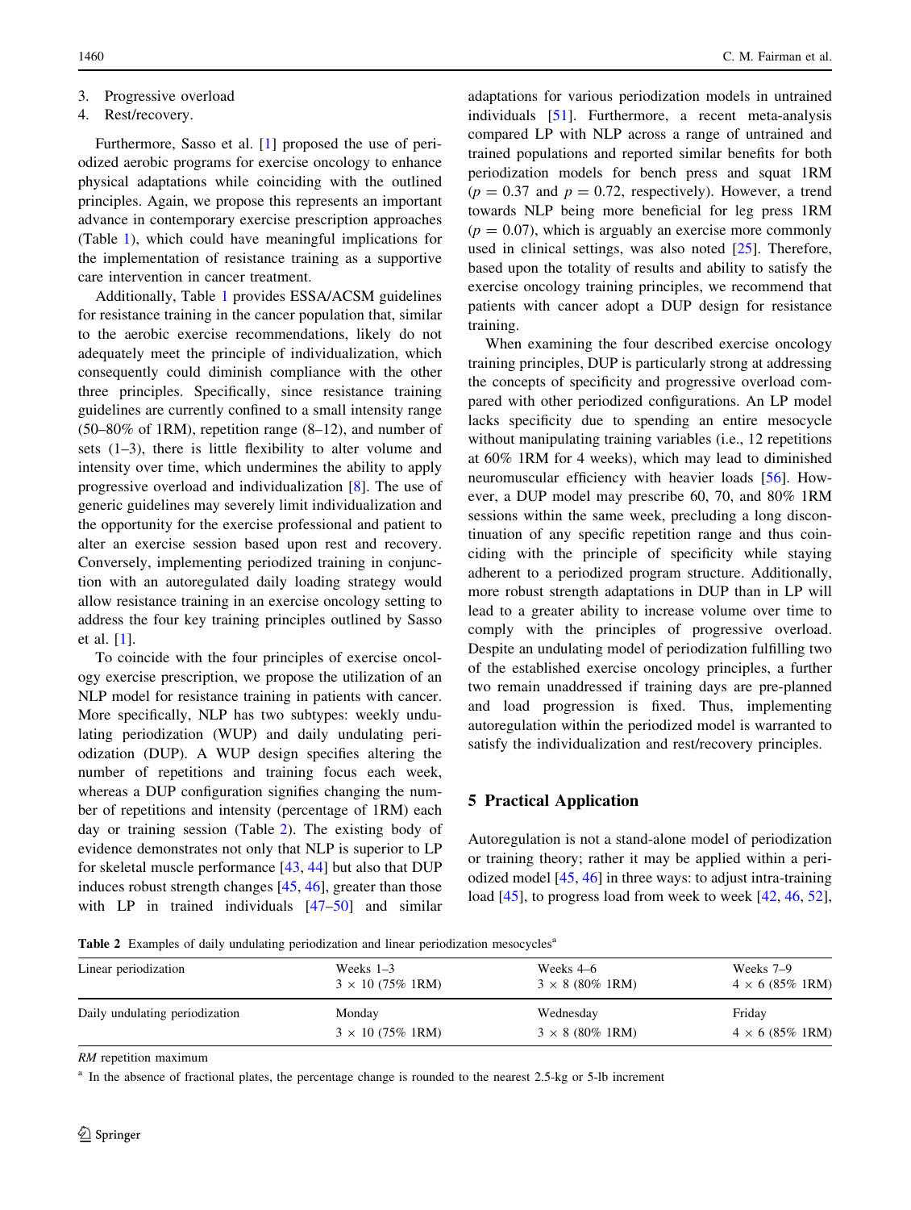3. Progressive overload
4. Rest/recovery.

Furthermore, Sasso et al. [1] proposed the use of periodized aerobic programs for exercise oncology to enhance physical adaptations while coinciding with the outlined principles. Again, we propose this represents an important advance in contemporary exercise prescription approaches (Table 1), which could have meaningful implications for the implementation of resistance training as a supportive care intervention in cancer treatment.

Additionally, Table 1 provides ESSA/ACSM guidelines for resistance training in the cancer population that, similar to the aerobic exercise recommendations, likely do not adequately meet the principle of individualization, which consequently could diminish compliance with the other three principles. Specifically, since resistance training guidelines are currently confined to a small intensity range (50–80% of 1RM), repetition range (8–12), and number of sets (1–3), there is little flexibility to alter volume and intensity over time, which undermines the ability to apply progressive overload and individualization [8]. The use of generic guidelines may severely limit individualization and the opportunity for the exercise professional and patient to alter an exercise session based upon rest and recovery. Conversely, implementing periodized training in conjunction with an autoregulated daily loading strategy would allow resistance training in an exercise oncology setting to address the four key training principles outlined by Sasso et al. [1].

To coincide with the four principles of exercise oncology exercise prescription, we propose the utilization of an NLP model for resistance training in patients with cancer. More specifically, NLP has two subtypes: weekly undulating periodization (WUP) and daily undulating periodization (DUP). A WUP design specifies altering the number of repetitions and training focus each week, whereas a DUP configuration signifies changing the number of repetitions and intensity (percentage of 1RM) each day or training session (Table 2). The existing body of evidence demonstrates not only that NLP is superior to LP for skeletal muscle performance [43, 44] but also that DUP induces robust strength changes [45, 46], greater than those with LP in trained individuals [47–50] and similar adaptations for various periodization models in untrained individuals [51]. Furthermore, a recent meta-analysis compared LP with NLP across a range of untrained and trained populations and reported similar benefits for both periodization models for bench press and squat 1RM ($p = 0.37$ and $p = 0.72$, respectively). However, a trend towards NLP being more beneficial for leg press 1RM ($p = 0.07$), which is arguably an exercise more commonly used in clinical settings, was also noted [25]. Therefore, based upon the totality of results and ability to satisfy the exercise oncology training principles, we recommend that patients with cancer adopt a DUP design for resistance training.

When examining the four described exercise oncology training principles, DUP is particularly strong at addressing the concepts of specificity and progressive overload compared with other periodized configurations. An LP model lacks specificity due to spending an entire mesocycle without manipulating training variables (i.e., 12 repetitions at 60% 1RM for 4 weeks), which may lead to diminished neuromuscular efficiency with heavier loads [56]. However, a DUP model may prescribe 60, 70, and 80% 1RM sessions within the same week, precluding a long discontinuation of any specific repetition range and thus coinciding with the principle of specificity while staying adherent to a periodized program structure. Additionally, more robust strength adaptations in DUP than in LP will lead to a greater ability to increase volume over time to comply with the principles of progressive overload. Despite an undulating model of periodization fulfilling two of the established exercise oncology principles, a further two remain unaddressed if training days are pre-planned and load progression is fixed. Thus, implementing autoregulation within the periodized model is warranted to satisfy the individualization and rest/recovery principles.

## 5 Practical Application

Autoregulation is not a stand-alone model of periodization or training theory; rather it may be applied within a periodized model [45, 46] in three ways: to adjust intra-training load [45], to progress load from week to week [42, 46, 52],

**Table 2** Examples of daily undulating periodization and linear periodization mesocycles[a]

| | | | |
|---|---|---|---|
| Linear periodization | Weeks 1–3<br>3 × 10 (75% 1RM) | Weeks 4–6<br>3 × 8 (80% 1RM) | Weeks 7–9<br>4 × 6 (85% 1RM) |
| Daily undulating periodization | Monday<br>3 × 10 (75% 1RM) | Wednesday<br>3 × 8 (80% 1RM) | Friday<br>4 × 6 (85% 1RM) |

*RM* repetition maximum

[a] In the absence of fractional plates, the percentage change is rounded to the nearest 2.5-kg or 5-lb increment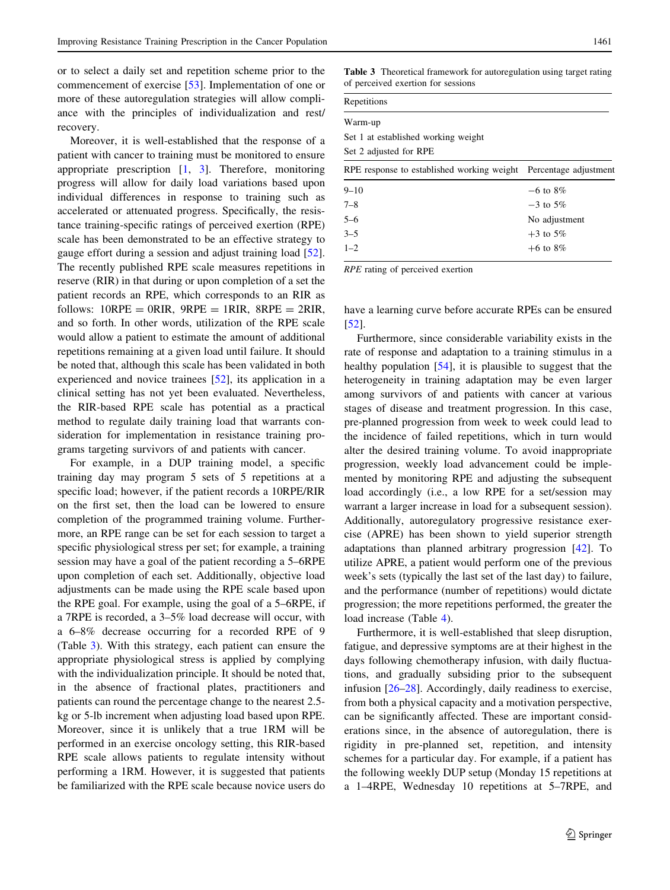or to select a daily set and repetition scheme prior to the commencement of exercise [53]. Implementation of one or more of these autoregulation strategies will allow compliance with the principles of individualization and rest/recovery.

Moreover, it is well-established that the response of a patient with cancer to training must be monitored to ensure appropriate prescription [1, 3]. Therefore, monitoring progress will allow for daily load variations based upon individual differences in response to training such as accelerated or attenuated progress. Specifically, the resistance training-specific ratings of perceived exertion (RPE) scale has been demonstrated to be an effective strategy to gauge effort during a session and adjust training load [52]. The recently published RPE scale measures repetitions in reserve (RIR) in that during or upon completion of a set the patient records an RPE, which corresponds to an RIR as follows: 10RPE = 0RIR, 9RPE = 1RIR, 8RPE = 2RIR, and so forth. In other words, utilization of the RPE scale would allow a patient to estimate the amount of additional repetitions remaining at a given load until failure. It should be noted that, although this scale has been validated in both experienced and novice trainees [52], its application in a clinical setting has not yet been evaluated. Nevertheless, the RIR-based RPE scale has potential as a practical method to regulate daily training load that warrants consideration for implementation in resistance training programs targeting survivors of and patients with cancer.

For example, in a DUP training model, a specific training day may program 5 sets of 5 repetitions at a specific load; however, if the patient records a 10RPE/RIR on the first set, then the load can be lowered to ensure completion of the programmed training volume. Furthermore, an RPE range can be set for each session to target a specific physiological stress per set; for example, a training session may have a goal of the patient recording a 5–6RPE upon completion of each set. Additionally, objective load adjustments can be made using the RPE scale based upon the RPE goal. For example, using the goal of a 5–6RPE, if a 7RPE is recorded, a 3–5% load decrease will occur, with a 6–8% decrease occurring for a recorded RPE of 9 (Table 3). With this strategy, each patient can ensure the appropriate physiological stress is applied by complying with the individualization principle. It should be noted that, in the absence of fractional plates, practitioners and patients can round the percentage change to the nearest 2.5-kg or 5-lb increment when adjusting load based upon RPE. Moreover, since it is unlikely that a true 1RM will be performed in an exercise oncology setting, this RIR-based RPE scale allows patients to regulate intensity without performing a 1RM. However, it is suggested that patients be familiarized with the RPE scale because novice users do have a learning curve before accurate RPEs can be ensured [52].

**Table 3** Theoretical framework for autoregulation using target rating of perceived exertion for sessions

| Repetitions | |
|---|---|
| Warm-up | |
| Set 1 at established working weight | |
| Set 2 adjusted for RPE | |
| **RPE response to established working weight** | **Percentage adjustment** |
| 9–10 | −6 to 8% |
| 7–8 | −3 to 5% |
| 5–6 | No adjustment |
| 3–5 | +3 to 5% |
| 1–2 | +6 to 8% |

*RPE* rating of perceived exertion

Furthermore, since considerable variability exists in the rate of response and adaptation to a training stimulus in a healthy population [54], it is plausible to suggest that the heterogeneity in training adaptation may be even larger among survivors of and patients with cancer at various stages of disease and treatment progression. In this case, pre-planned progression from week to week could lead to the incidence of failed repetitions, which in turn would alter the desired training volume. To avoid inappropriate progression, weekly load advancement could be implemented by monitoring RPE and adjusting the subsequent load accordingly (i.e., a low RPE for a set/session may warrant a larger increase in load for a subsequent session). Additionally, autoregulatory progressive resistance exercise (APRE) has been shown to yield superior strength adaptations than planned arbitrary progression [42]. To utilize APRE, a patient would perform one of the previous week's sets (typically the last set of the last day) to failure, and the performance (number of repetitions) would dictate progression; the more repetitions performed, the greater the load increase (Table 4).

Furthermore, it is well-established that sleep disruption, fatigue, and depressive symptoms are at their highest in the days following chemotherapy infusion, with daily fluctuations, and gradually subsiding prior to the subsequent infusion [26–28]. Accordingly, daily readiness to exercise, from both a physical capacity and a motivation perspective, can be significantly affected. These are important considerations since, in the absence of autoregulation, there is rigidity in pre-planned set, repetition, and intensity schemes for a particular day. For example, if a patient has the following weekly DUP setup (Monday 15 repetitions at a 1–4RPE, Wednesday 10 repetitions at 5–7RPE, and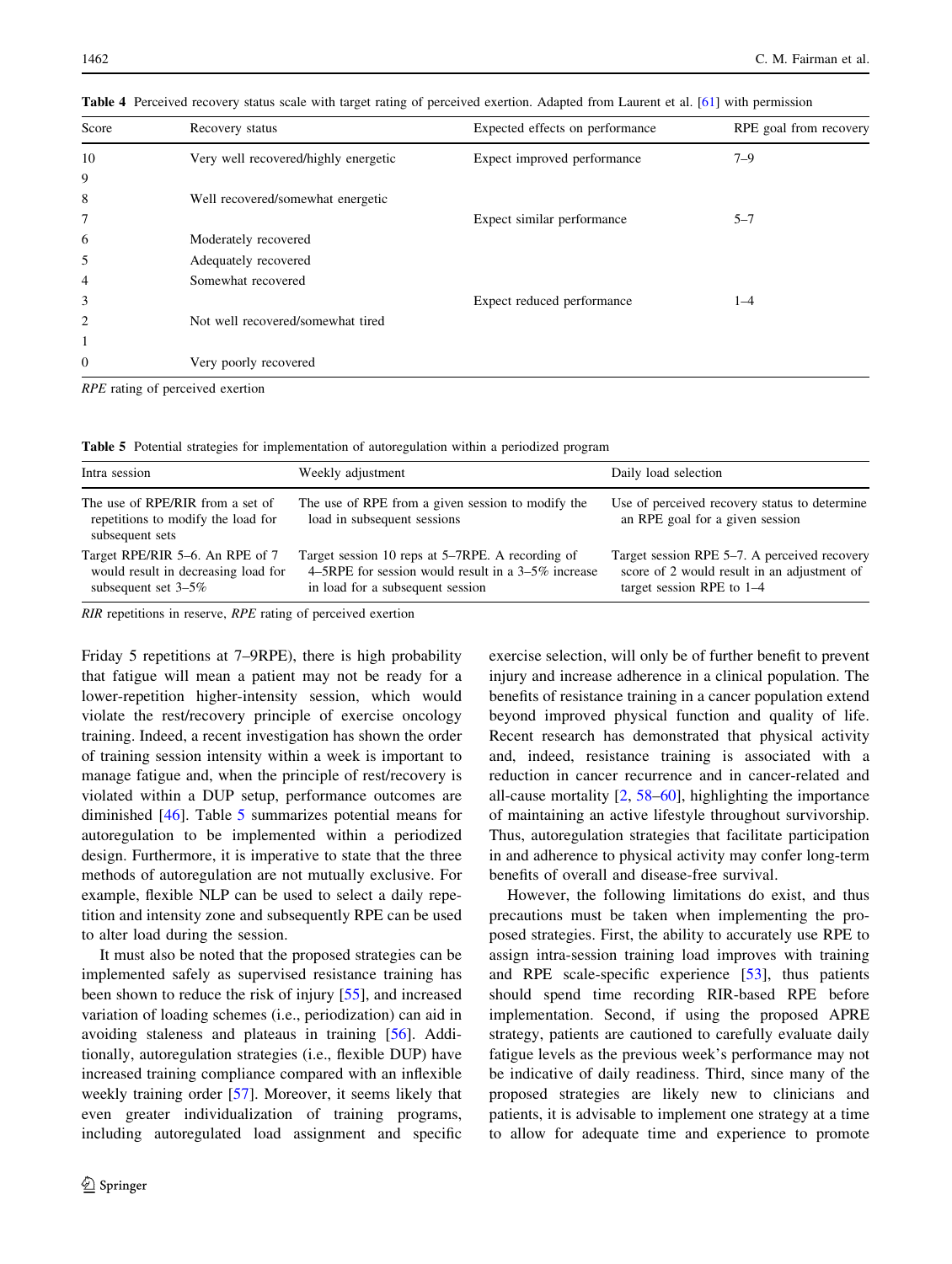**Table 4** Perceived recovery status scale with target rating of perceived exertion. Adapted from Laurent et al. [61] with permission

| Score | Recovery status | Expected effects on performance | RPE goal from recovery |
|---|---|---|---|
| 10 | Very well recovered/highly energetic | Expect improved performance | 7–9 |
| 9 | | | |
| 8 | Well recovered/somewhat energetic | | |
| 7 | | Expect similar performance | 5–7 |
| 6 | Moderately recovered | | |
| 5 | Adequately recovered | | |
| 4 | Somewhat recovered | | |
| 3 | | Expect reduced performance | 1–4 |
| 2 | Not well recovered/somewhat tired | | |
| 1 | | | |
| 0 | Very poorly recovered | | |

*RPE* rating of perceived exertion

**Table 5** Potential strategies for implementation of autoregulation within a periodized program

| Intra session | Weekly adjustment | Daily load selection |
|---|---|---|
| The use of RPE/RIR from a set of repetitions to modify the load for subsequent sets | The use of RPE from a given session to modify the load in subsequent sessions | Use of perceived recovery status to determine an RPE goal for a given session |
| Target RPE/RIR 5–6. An RPE of 7 would result in decreasing load for subsequent set 3–5% | Target session 10 reps at 5–7RPE. A recording of 4–5RPE for session would result in a 3–5% increase in load for a subsequent session | Target session RPE 5–7. A perceived recovery score of 2 would result in an adjustment of target session RPE to 1–4 |

*RIR* repetitions in reserve, *RPE* rating of perceived exertion

Friday 5 repetitions at 7–9RPE), there is high probability that fatigue will mean a patient may not be ready for a lower-repetition higher-intensity session, which would violate the rest/recovery principle of exercise oncology training. Indeed, a recent investigation has shown the order of training session intensity within a week is important to manage fatigue and, when the principle of rest/recovery is violated within a DUP setup, performance outcomes are diminished [46]. Table 5 summarizes potential means for autoregulation to be implemented within a periodized design. Furthermore, it is imperative to state that the three methods of autoregulation are not mutually exclusive. For example, flexible NLP can be used to select a daily repetition and intensity zone and subsequently RPE can be used to alter load during the session.

It must also be noted that the proposed strategies can be implemented safely as supervised resistance training has been shown to reduce the risk of injury [55], and increased variation of loading schemes (i.e., periodization) can aid in avoiding staleness and plateaus in training [56]. Additionally, autoregulation strategies (i.e., flexible DUP) have increased training compliance compared with an inflexible weekly training order [57]. Moreover, it seems likely that even greater individualization of training programs, including autoregulated load assignment and specific exercise selection, will only be of further benefit to prevent injury and increase adherence in a clinical population. The benefits of resistance training in a cancer population extend beyond improved physical function and quality of life. Recent research has demonstrated that physical activity and, indeed, resistance training is associated with a reduction in cancer recurrence and in cancer-related and all-cause mortality [2, 58–60], highlighting the importance of maintaining an active lifestyle throughout survivorship. Thus, autoregulation strategies that facilitate participation in and adherence to physical activity may confer long-term benefits of overall and disease-free survival.

However, the following limitations do exist, and thus precautions must be taken when implementing the proposed strategies. First, the ability to accurately use RPE to assign intra-session training load improves with training and RPE scale-specific experience [53], thus patients should spend time recording RIR-based RPE before implementation. Second, if using the proposed APRE strategy, patients are cautioned to carefully evaluate daily fatigue levels as the previous week's performance may not be indicative of daily readiness. Third, since many of the proposed strategies are likely new to clinicians and patients, it is advisable to implement one strategy at a time to allow for adequate time and experience to promote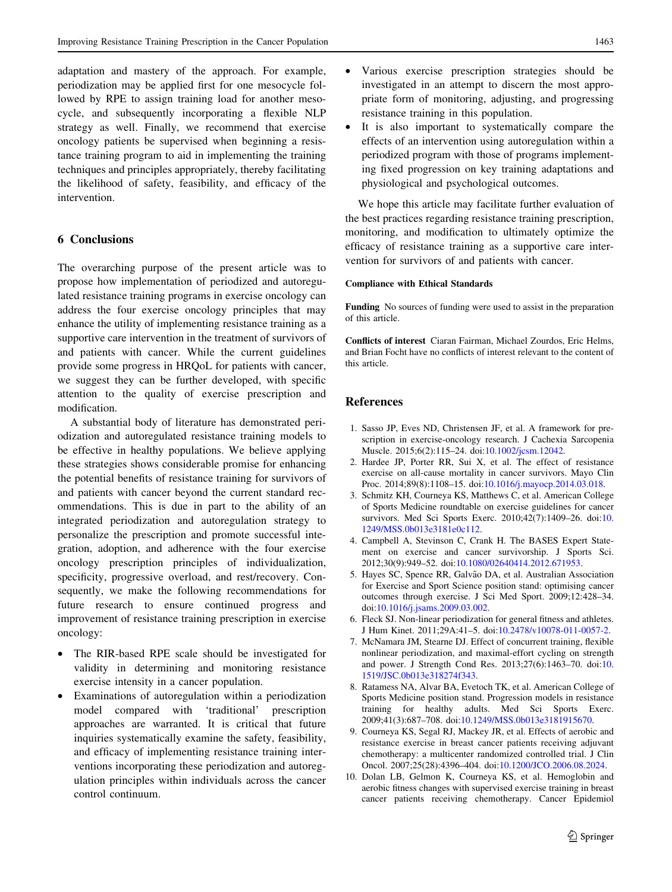adaptation and mastery of the approach. For example, periodization may be applied first for one mesocycle followed by RPE to assign training load for another mesocycle, and subsequently incorporating a flexible NLP strategy as well. Finally, we recommend that exercise oncology patients be supervised when beginning a resistance training program to aid in implementing the training techniques and principles appropriately, thereby facilitating the likelihood of safety, feasibility, and efficacy of the intervention.

## 6 Conclusions

The overarching purpose of the present article was to propose how implementation of periodized and autoregulated resistance training programs in exercise oncology can address the four exercise oncology principles that may enhance the utility of implementing resistance training as a supportive care intervention in the treatment of survivors of and patients with cancer. While the current guidelines provide some progress in HRQoL for patients with cancer, we suggest they can be further developed, with specific attention to the quality of exercise prescription and modification.

A substantial body of literature has demonstrated periodization and autoregulated resistance training models to be effective in healthy populations. We believe applying these strategies shows considerable promise for enhancing the potential benefits of resistance training for survivors of and patients with cancer beyond the current standard recommendations. This is due in part to the ability of an integrated periodization and autoregulation strategy to personalize the prescription and promote successful integration, adoption, and adherence with the four exercise oncology prescription principles of individualization, specificity, progressive overload, and rest/recovery. Consequently, we make the following recommendations for future research to ensure continued progress and improvement of resistance training prescription in exercise oncology:

- The RIR-based RPE scale should be investigated for validity in determining and monitoring resistance exercise intensity in a cancer population.
- Examinations of autoregulation within a periodization model compared with 'traditional' prescription approaches are warranted. It is critical that future inquiries systematically examine the safety, feasibility, and efficacy of implementing resistance training interventions incorporating these periodization and autoregulation principles within individuals across the cancer control continuum.
- Various exercise prescription strategies should be investigated in an attempt to discern the most appropriate form of monitoring, adjusting, and progressing resistance training in this population.
- It is also important to systematically compare the effects of an intervention using autoregulation within a periodized program with those of programs implementing fixed progression on key training adaptations and physiological and psychological outcomes.

We hope this article may facilitate further evaluation of the best practices regarding resistance training prescription, monitoring, and modification to ultimately optimize the efficacy of resistance training as a supportive care intervention for survivors of and patients with cancer.

**Compliance with Ethical Standards**

**Funding** No sources of funding were used to assist in the preparation of this article.

**Conflicts of interest** Ciaran Fairman, Michael Zourdos, Eric Helms, and Brian Focht have no conflicts of interest relevant to the content of this article.

## References

1. Sasso JP, Eves ND, Christensen JF, et al. A framework for prescription in exercise-oncology research. J Cachexia Sarcopenia Muscle. 2015;6(2):115–24. doi:10.1002/jcsm.12042.
2. Hardee JP, Porter RR, Sui X, et al. The effect of resistance exercise on all-cause mortality in cancer survivors. Mayo Clin Proc. 2014;89(8):1108–15. doi:10.1016/j.mayocp.2014.03.018.
3. Schmitz KH, Courneya KS, Matthews C, et al. American College of Sports Medicine roundtable on exercise guidelines for cancer survivors. Med Sci Sports Exerc. 2010;42(7):1409–26. doi:10.1249/MSS.0b013e3181e0c112.
4. Campbell A, Stevinson C, Crank H. The BASES Expert Statement on exercise and cancer survivorship. J Sports Sci. 2012;30(9):949–52. doi:10.1080/02640414.2012.671953.
5. Hayes SC, Spence RR, Galvão DA, et al. Australian Association for Exercise and Sport Science position stand: optimising cancer outcomes through exercise. J Sci Med Sport. 2009;12:428–34. doi:10.1016/j.jsams.2009.03.002.
6. Fleck SJ. Non-linear periodization for general fitness and athletes. J Hum Kinet. 2011;29A:41–5. doi:10.2478/v10078-011-0057-2.
7. McNamara JM, Stearne DJ. Effect of concurrent training, flexible nonlinear periodization, and maximal-effort cycling on strength and power. J Strength Cond Res. 2013;27(6):1463–70. doi:10.1519/JSC.0b013e318274f343.
8. Ratamess NA, Alvar BA, Evetoch TK, et al. American College of Sports Medicine position stand. Progression models in resistance training for healthy adults. Med Sci Sports Exerc. 2009;41(3):687–708. doi:10.1249/MSS.0b013e3181915670.
9. Courneya KS, Segal RJ, Mackey JR, et al. Effects of aerobic and resistance exercise in breast cancer patients receiving adjuvant chemotherapy: a multicenter randomized controlled trial. J Clin Oncol. 2007;25(28):4396–404. doi:10.1200/JCO.2006.08.2024.
10. Dolan LB, Gelmon K, Courneya KS, et al. Hemoglobin and aerobic fitness changes with supervised exercise training in breast cancer patients receiving chemotherapy. Cancer Epidemiol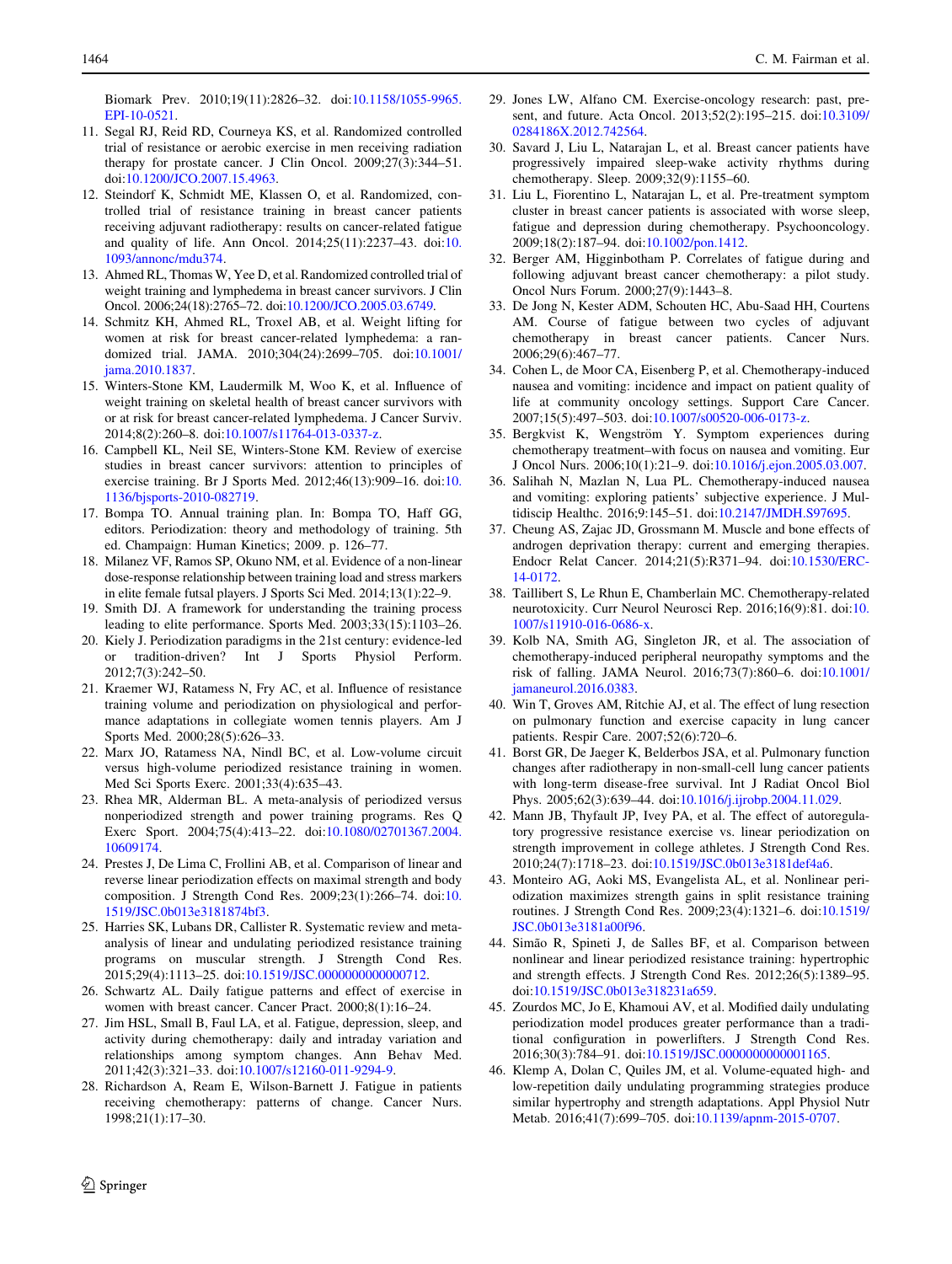Biomark Prev. 2010;19(11):2826–32. doi:10.1158/1055-9965.EPI-10-0521.

11. Segal RJ, Reid RD, Courneya KS, et al. Randomized controlled trial of resistance or aerobic exercise in men receiving radiation therapy for prostate cancer. J Clin Oncol. 2009;27(3):344–51. doi:10.1200/JCO.2007.15.4963.
12. Steindorf K, Schmidt ME, Klassen O, et al. Randomized, controlled trial of resistance training in breast cancer patients receiving adjuvant radiotherapy: results on cancer-related fatigue and quality of life. Ann Oncol. 2014;25(11):2237–43. doi:10.1093/annonc/mdu374.
13. Ahmed RL, Thomas W, Yee D, et al. Randomized controlled trial of weight training and lymphedema in breast cancer survivors. J Clin Oncol. 2006;24(18):2765–72. doi:10.1200/JCO.2005.03.6749.
14. Schmitz KH, Ahmed RL, Troxel AB, et al. Weight lifting for women at risk for breast cancer-related lymphedema: a randomized trial. JAMA. 2010;304(24):2699–705. doi:10.1001/jama.2010.1837.
15. Winters-Stone KM, Laudermilk M, Woo K, et al. Influence of weight training on skeletal health of breast cancer survivors with or at risk for breast cancer-related lymphedema. J Cancer Surviv. 2014;8(2):260–8. doi:10.1007/s11764-013-0337-z.
16. Campbell KL, Neil SE, Winters-Stone KM. Review of exercise studies in breast cancer survivors: attention to principles of exercise training. Br J Sports Med. 2012;46(13):909–16. doi:10.1136/bjsports-2010-082719.
17. Bompa TO. Annual training plan. In: Bompa TO, Haff GG, editors. Periodization: theory and methodology of training. 5th ed. Champaign: Human Kinetics; 2009. p. 126–77.
18. Milanez VF, Ramos SP, Okuno NM, et al. Evidence of a non-linear dose-response relationship between training load and stress markers in elite female futsal players. J Sports Sci Med. 2014;13(1):22–9.
19. Smith DJ. A framework for understanding the training process leading to elite performance. Sports Med. 2003;33(15):1103–26.
20. Kiely J. Periodization paradigms in the 21st century: evidence-led or tradition-driven? Int J Sports Physiol Perform. 2012;7(3):242–50.
21. Kraemer WJ, Ratamess N, Fry AC, et al. Influence of resistance training volume and periodization on physiological and performance adaptations in collegiate women tennis players. Am J Sports Med. 2000;28(5):626–33.
22. Marx JO, Ratamess NA, Nindl BC, et al. Low-volume circuit versus high-volume periodized resistance training in women. Med Sci Sports Exerc. 2001;33(4):635–43.
23. Rhea MR, Alderman BL. A meta-analysis of periodized versus nonperiodized strength and power training programs. Res Q Exerc Sport. 2004;75(4):413–22. doi:10.1080/02701367.2004.10609174.
24. Prestes J, De Lima C, Frollini AB, et al. Comparison of linear and reverse linear periodization effects on maximal strength and body composition. J Strength Cond Res. 2009;23(1):266–74. doi:10.1519/JSC.0b013e3181874bf3.
25. Harries SK, Lubans DR, Callister R. Systematic review and meta-analysis of linear and undulating periodized resistance training programs on muscular strength. J Strength Cond Res. 2015;29(4):1113–25. doi:10.1519/JSC.0000000000000712.
26. Schwartz AL. Daily fatigue patterns and effect of exercise in women with breast cancer. Cancer Pract. 2000;8(1):16–24.
27. Jim HSL, Small B, Faul LA, et al. Fatigue, depression, sleep, and activity during chemotherapy: daily and intraday variation and relationships among symptom changes. Ann Behav Med. 2011;42(3):321–33. doi:10.1007/s12160-011-9294-9.
28. Richardson A, Ream E, Wilson-Barnett J. Fatigue in patients receiving chemotherapy: patterns of change. Cancer Nurs. 1998;21(1):17–30.
29. Jones LW, Alfano CM. Exercise-oncology research: past, present, and future. Acta Oncol. 2013;52(2):195–215. doi:10.3109/0284186X.2012.742564.
30. Savard J, Liu L, Natarajan L, et al. Breast cancer patients have progressively impaired sleep-wake activity rhythms during chemotherapy. Sleep. 2009;32(9):1155–60.
31. Liu L, Fiorentino L, Natarajan L, et al. Pre-treatment symptom cluster in breast cancer patients is associated with worse sleep, fatigue and depression during chemotherapy. Psychooncology. 2009;18(2):187–94. doi:10.1002/pon.1412.
32. Berger AM, Higginbotham P. Correlates of fatigue during and following adjuvant breast cancer chemotherapy: a pilot study. Oncol Nurs Forum. 2000;27(9):1443–8.
33. De Jong N, Kester ADM, Schouten HC, Abu-Saad HH, Courtens AM. Course of fatigue between two cycles of adjuvant chemotherapy in breast cancer patients. Cancer Nurs. 2006;29(6):467–77.
34. Cohen L, de Moor CA, Eisenberg P, et al. Chemotherapy-induced nausea and vomiting: incidence and impact on patient quality of life at community oncology settings. Support Care Cancer. 2007;15(5):497–503. doi:10.1007/s00520-006-0173-z.
35. Bergkvist K, Wengström Y. Symptom experiences during chemotherapy treatment–with focus on nausea and vomiting. Eur J Oncol Nurs. 2006;10(1):21–9. doi:10.1016/j.ejon.2005.03.007.
36. Salihah N, Mazlan N, Lua PL. Chemotherapy-induced nausea and vomiting: exploring patients' subjective experience. J Multidiscip Healthc. 2016;9:145–51. doi:10.2147/JMDH.S97695.
37. Cheung AS, Zajac JD, Grossmann M. Muscle and bone effects of androgen deprivation therapy: current and emerging therapies. Endocr Relat Cancer. 2014;21(5):R371–94. doi:10.1530/ERC-14-0172.
38. Taillibert S, Le Rhun E, Chamberlain MC. Chemotherapy-related neurotoxicity. Curr Neurol Neurosci Rep. 2016;16(9):81. doi:10.1007/s11910-016-0686-x.
39. Kolb NA, Smith AG, Singleton JR, et al. The association of chemotherapy-induced peripheral neuropathy symptoms and the risk of falling. JAMA Neurol. 2016;73(7):860–6. doi:10.1001/jamaneurol.2016.0383.
40. Win T, Groves AM, Ritchie AJ, et al. The effect of lung resection on pulmonary function and exercise capacity in lung cancer patients. Respir Care. 2007;52(6):720–6.
41. Borst GR, De Jaeger K, Belderbos JSA, et al. Pulmonary function changes after radiotherapy in non-small-cell lung cancer patients with long-term disease-free survival. Int J Radiat Oncol Biol Phys. 2005;62(3):639–44. doi:10.1016/j.ijrobp.2004.11.029.
42. Mann JB, Thyfault JP, Ivey PA, et al. The effect of autoregulatory progressive resistance exercise vs. linear periodization on strength improvement in college athletes. J Strength Cond Res. 2010;24(7):1718–23. doi:10.1519/JSC.0b013e3181def4a6.
43. Monteiro AG, Aoki MS, Evangelista AL, et al. Nonlinear periodization maximizes strength gains in split resistance training routines. J Strength Cond Res. 2009;23(4):1321–6. doi:10.1519/JSC.0b013e3181a00f96.
44. Simão R, Spineti J, de Salles BF, et al. Comparison between nonlinear and linear periodized resistance training: hypertrophic and strength effects. J Strength Cond Res. 2012;26(5):1389–95. doi:10.1519/JSC.0b013e318231a659.
45. Zourdos MC, Jo E, Khamoui AV, et al. Modified daily undulating periodization model produces greater performance than a traditional configuration in powerlifters. J Strength Cond Res. 2016;30(3):784–91. doi:10.1519/JSC.0000000000001165.
46. Klemp A, Dolan C, Quiles JM, et al. Volume-equated high- and low-repetition daily undulating programming strategies produce similar hypertrophy and strength adaptations. Appl Physiol Nutr Metab. 2016;41(7):699–705. doi:10.1139/apnm-2015-0707.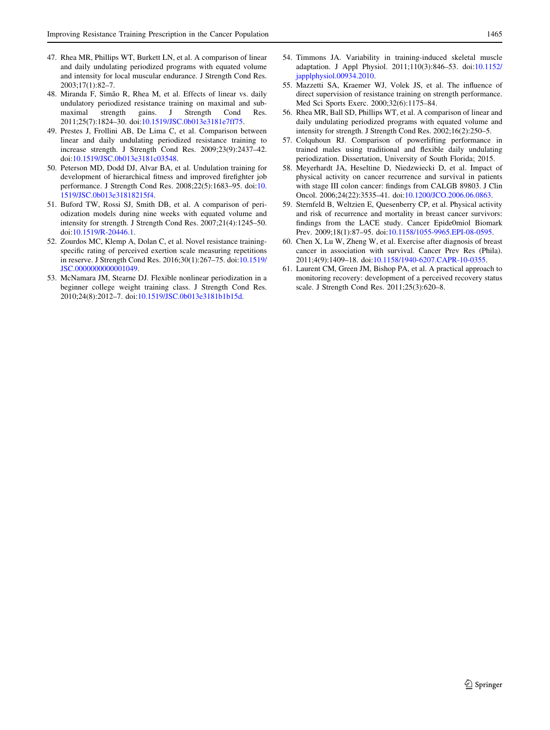47. Rhea MR, Phillips WT, Burkett LN, et al. A comparison of linear and daily undulating periodized programs with equated volume and intensity for local muscular endurance. J Strength Cond Res. 2003;17(1):82–7.
48. Miranda F, Simão R, Rhea M, et al. Effects of linear vs. daily undulatory periodized resistance training on maximal and sub-maximal strength gains. J Strength Cond Res. 2011;25(7):1824–30. doi:10.1519/JSC.0b013e3181e7ff75.
49. Prestes J, Frollini AB, De Lima C, et al. Comparison between linear and daily undulating periodized resistance training to increase strength. J Strength Cond Res. 2009;23(9):2437–42. doi:10.1519/JSC.0b013e3181c03548.
50. Peterson MD, Dodd DJ, Alvar BA, et al. Undulation training for development of hierarchical fitness and improved firefighter job performance. J Strength Cond Res. 2008;22(5):1683–95. doi:10.1519/JSC.0b013e31818215f4.
51. Buford TW, Rossi SJ, Smith DB, et al. A comparison of periodization models during nine weeks with equated volume and intensity for strength. J Strength Cond Res. 2007;21(4):1245–50. doi:10.1519/R-20446.1.
52. Zourdos MC, Klemp A, Dolan C, et al. Novel resistance training-specific rating of perceived exertion scale measuring repetitions in reserve. J Strength Cond Res. 2016;30(1):267–75. doi:10.1519/JSC.0000000000001049.
53. McNamara JM, Stearne DJ. Flexible nonlinear periodization in a beginner college weight training class. J Strength Cond Res. 2010;24(8):2012–7. doi:10.1519/JSC.0b013e3181b1b15d.
54. Timmons JA. Variability in training-induced skeletal muscle adaptation. J Appl Physiol. 2011;110(3):846–53. doi:10.1152/japplphysiol.00934.2010.
55. Mazzetti SA, Kraemer WJ, Volek JS, et al. The influence of direct supervision of resistance training on strength performance. Med Sci Sports Exerc. 2000;32(6):1175–84.
56. Rhea MR, Ball SD, Phillips WT, et al. A comparison of linear and daily undulating periodized programs with equated volume and intensity for strength. J Strength Cond Res. 2002;16(2):250–5.
57. Colquhoun RJ. Comparison of powerlifting performance in trained males using traditional and flexible daily undulating periodization. Dissertation, University of South Florida; 2015.
58. Meyerhardt JA, Heseltine D, Niedzwiecki D, et al. Impact of physical activity on cancer recurrence and survival in patients with stage III colon cancer: findings from CALGB 89803. J Clin Oncol. 2006;24(22):3535–41. doi:10.1200/JCO.2006.06.0863.
59. Sternfeld B, Weltzien E, Quesenberry CP, et al. Physical activity and risk of recurrence and mortality in breast cancer survivors: findings from the LACE study. Cancer Epide0miol Biomark Prev. 2009;18(1):87–95. doi:10.1158/1055-9965.EPI-08-0595.
60. Chen X, Lu W, Zheng W, et al. Exercise after diagnosis of breast cancer in association with survival. Cancer Prev Res (Phila). 2011;4(9):1409–18. doi:10.1158/1940-6207.CAPR-10-0355.
61. Laurent CM, Green JM, Bishop PA, et al. A practical approach to monitoring recovery: development of a perceived recovery status scale. J Strength Cond Res. 2011;25(3):620–8.